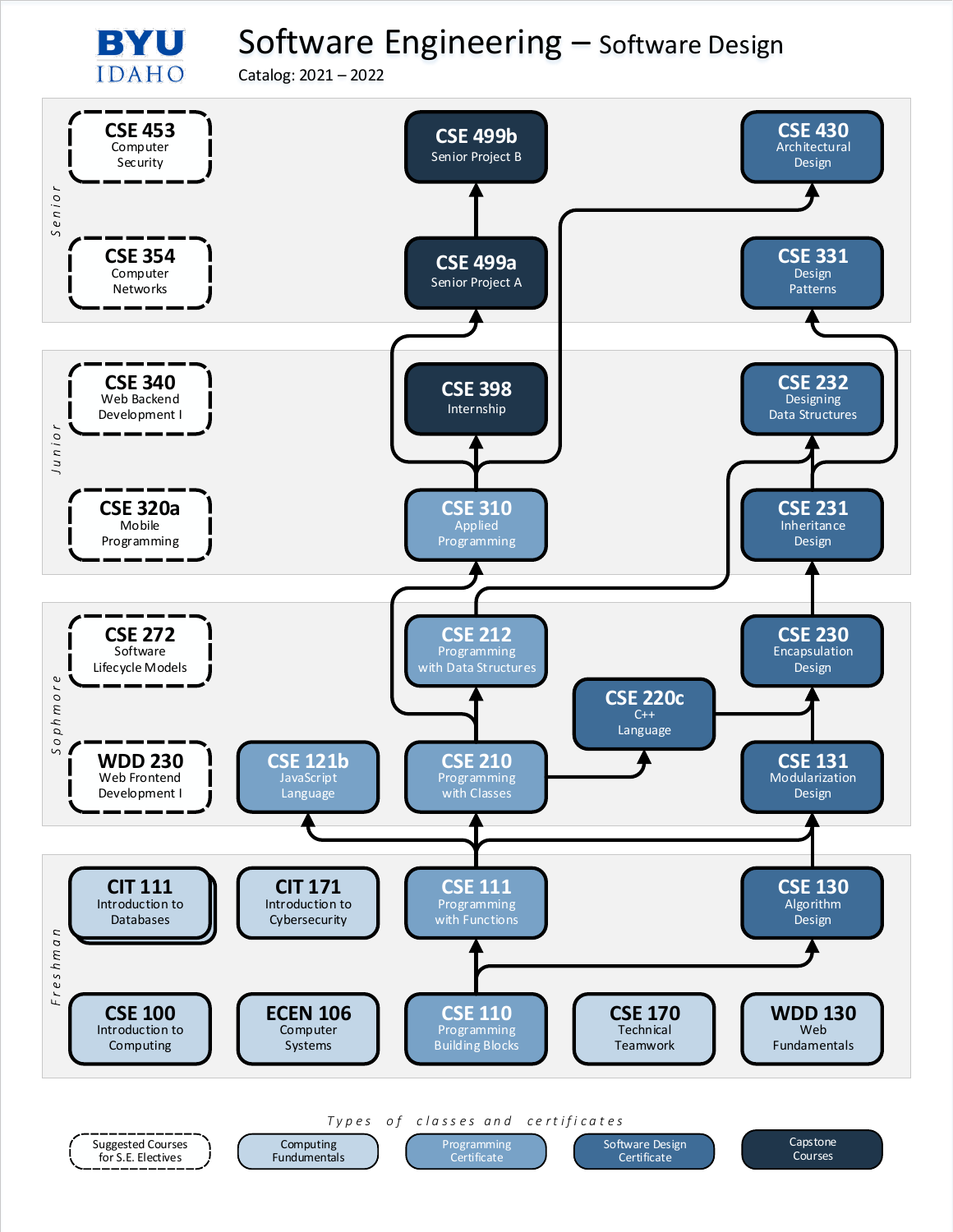# BYU IDAHO

# Software Engineering – Software Design

Catalog: 2021 – 2022

## Senior

- **CSE 453** Computer Security
- **CSE 354** Computer Networks
- **CSE 499b** Senior Project B
- **CSE 499a** Senior Project A
- **CSE 430** Architectural Design
- **CSE 331** Design Patterns

## Junior

- **CSE 340** Web Backend Development I
- **CSE 320a** Mobile Programming
- **CSE 398** Internship
- **CSE 310** Applied Programming
- **CSE 232** Designing Data Structures
- **CSE 231** Inheritance Design

## Sophmore

- **CSE 272** Software Lifecycle Models
- **WDD 230** Web Frontend Development I
- **CSE 121b** JavaScript Language
- **CSE 212** Programming with Data Structures
- **CSE 210** Programming with Classes
- **CSE 220c** C++ Language
- **CSE 230** Encapsulation Design
- **CSE 131** Modularization Design

## Freshman

- **CIT 111** Introduction to Databases
- **CIT 171** Introduction to Cybersecurity
- **CSE 111** Programming with Functions
- **CSE 130** Algorithm Design
- **CSE 100** Introduction to Computing
- **ECEN 106** Computer Systems
- **CSE 110** Programming Building Blocks
- **CSE 170** Technical Teamwork
- **WDD 130** Web Fundamentals

## Types of classes and certificates

- Suggested Courses for S.E. Electives
- Computing Fundumentals
- Programming Certificate
- Software Design Certificate
- Capstone Courses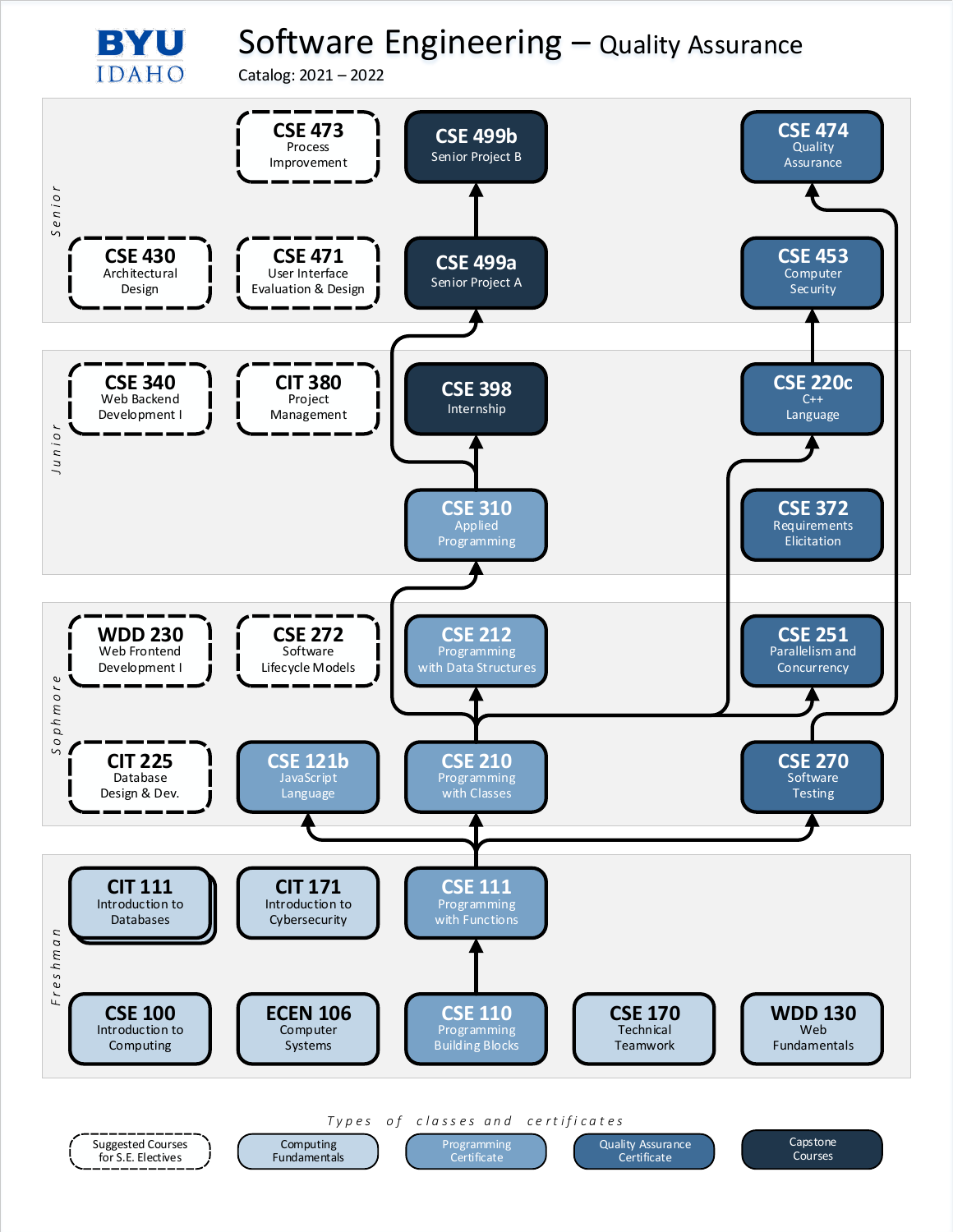# Software Engineering – Quality Assurance

Catalog: 2021 – 2022

## Senior

- CSE 473 Process Improvement
- CSE 499b Senior Project B
- CSE 474 Quality Assurance
- CSE 430 Architectural Design
- CSE 471 User Interface Evaluation & Design
- CSE 499a Senior Project A
- CSE 453 Computer Security

## Junior

- CSE 340 Web Backend Development I
- CIT 380 Project Management
- CSE 398 Internship
- CSE 220c C++ Language
- CSE 310 Applied Programming
- CSE 372 Requirements Elicitation

## Sophomore

- WDD 230 Web Frontend Development I
- CSE 272 Software Lifecycle Models
- CSE 212 Programming with Data Structures
- CSE 251 Parallelism and Concurrency
- CIT 225 Database Design & Dev.
- CSE 121b JavaScript Language
- CSE 210 Programming with Classes
- CSE 270 Software Testing

## Freshman

- CIT 111 Introduction to Databases
- CIT 171 Introduction to Cybersecurity
- CSE 111 Programming with Functions
- CSE 100 Introduction to Computing
- ECEN 106 Computer Systems
- CSE 110 Programming Building Blocks
- CSE 170 Technical Teamwork
- WDD 130 Web Fundamentals

## Types of classes and certificates

- Suggested Courses for S.E. Electives
- Computing Fundamentals
- Programming Certificate
- Quality Assurance Certificate
- Capstone Courses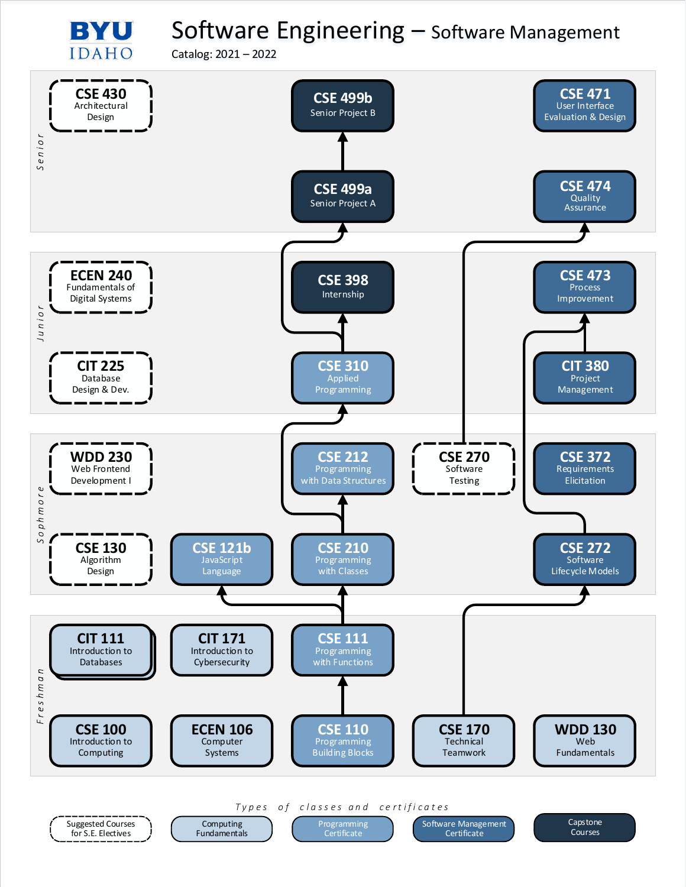# BYU IDAHO

# Software Engineering – Software Management

Catalog: 2021 – 2022

## Senior

- **CSE 430** Architectural Design
- **CSE 499b** Senior Project B
- **CSE 471** User Interface Evaluation & Design
- **CSE 499a** Senior Project A
- **CSE 474** Quality Assurance

## Junior

- **ECEN 240** Fundamentals of Digital Systems
- **CSE 398** Internship
- **CSE 473** Process Improvement
- **CIT 225** Database Design & Dev.
- **CSE 310** Applied Programming
- **CIT 380** Project Management

## Sophmore

- **WDD 230** Web Frontend Development I
- **CSE 212** Programming with Data Structures
- **CSE 270** Software Testing
- **CSE 372** Requirements Elicitation
- **CSE 130** Algorithm Design
- **CSE 121b** JavaScript Language
- **CSE 210** Programming with Classes
- **CSE 272** Software Lifecycle Models

## Freshman

- **CIT 111** Introduction to Databases
- **CIT 171** Introduction to Cybersecurity
- **CSE 111** Programming with Functions
- **CSE 100** Introduction to Computing
- **ECEN 106** Computer Systems
- **CSE 110** Programming Building Blocks
- **CSE 170** Technical Teamwork
- **WDD 130** Web Fundamentals

## Types of classes and certificates

- Suggested Courses for S.E. Electives
- Computing Fundamentals
- Programming Certificate
- Software Management Certificate
- Capstone Courses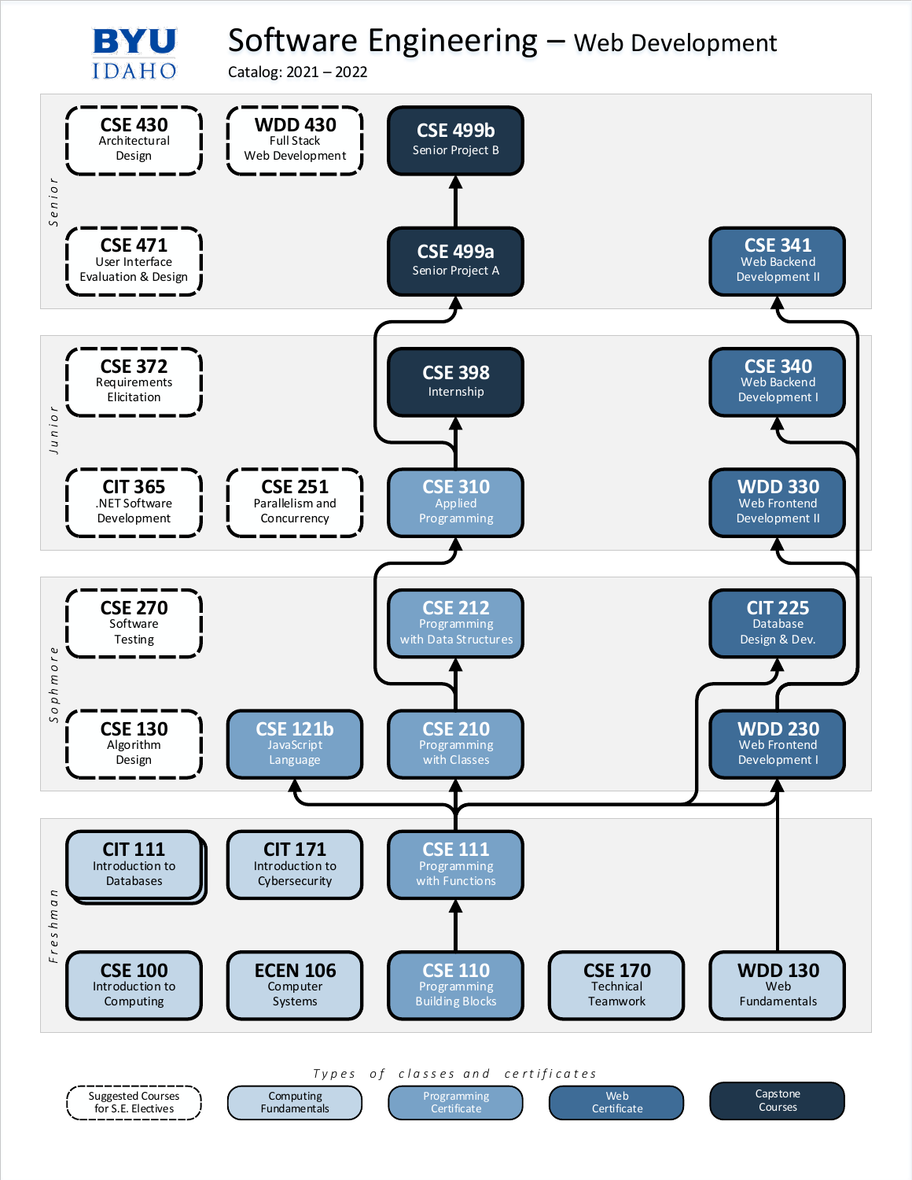# Software Engineering – Web Development

Catalog: 2021 – 2022

## Senior

- **CSE 430** Architectural Design
- **WDD 430** Full Stack Web Development
- **CSE 499b** Senior Project B
- **CSE 471** User Interface Evaluation & Design
- **CSE 499a** Senior Project A
- **CSE 341** Web Backend Development II

## Junior

- **CSE 372** Requirements Elicitation
- **CSE 398** Internship
- **CSE 340** Web Backend Development I
- **CIT 365** .NET Software Development
- **CSE 251** Parallelism and Concurrency
- **CSE 310** Applied Programming
- **WDD 330** Web Frontend Development II

## Sophmore

- **CSE 270** Software Testing
- **CSE 212** Programming with Data Structures
- **CIT 225** Database Design & Dev.
- **CSE 130** Algorithm Design
- **CSE 121b** JavaScript Language
- **CSE 210** Programming with Classes
- **WDD 230** Web Frontend Development I

## Freshman

- **CIT 111** Introduction to Databases
- **CIT 171** Introduction to Cybersecurity
- **CSE 111** Programming with Functions
- **CSE 100** Introduction to Computing
- **ECEN 106** Computer Systems
- **CSE 110** Programming Building Blocks
- **CSE 170** Technical Teamwork
- **WDD 130** Web Fundamentals

## Types of classes and certificates

- Suggested Courses for S.E. Electives
- Computing Fundamentals
- Programming Certificate
- Web Certificate
- Capstone Courses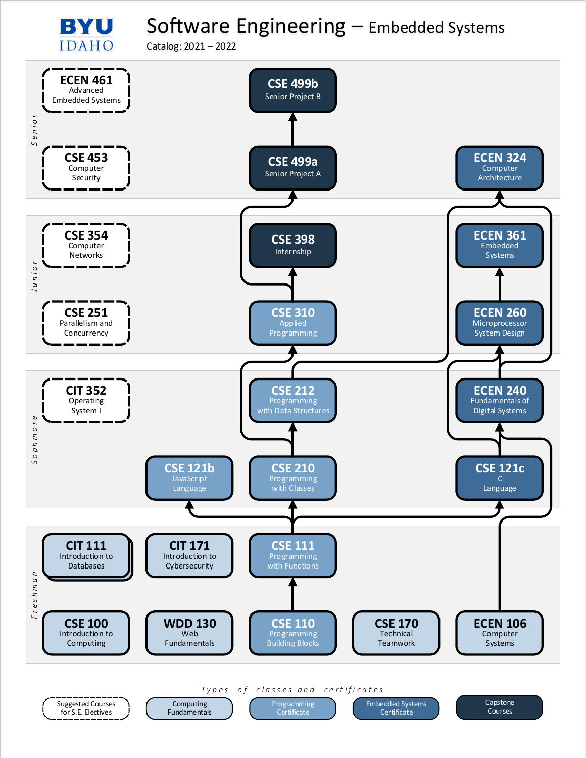# Software Engineering – Embedded Systems

BYU IDAHO

Catalog: 2021 – 2022

## Senior

ECEN 461
Advanced Embedded Systems

CSE 453
Computer Security

CSE 499b
Senior Project B

CSE 499a
Senior Project A

ECEN 324
Computer Architecture

## Junior

CSE 354
Computer Networks

CSE 251
Parallelism and Concurrency

CSE 398
Internship

CSE 310
Applied Programming

ECEN 361
Embedded Systems

ECEN 260
Microprocessor System Design

## Sophmore

CIT 352
Operating System I

CSE 212
Programming with Data Structures

ECEN 240
Fundamentals of Digital Systems

CSE 121b
JavaScript Language

CSE 210
Programming with Classes

CSE 121c
C Language

## Freshman

CIT 111
Introduction to Databases

CIT 171
Introduction to Cybersecurity

CSE 111
Programming with Functions

CSE 100
Introduction to Computing

WDD 130
Web Fundamentals

CSE 110
Programming Building Blocks

CSE 170
Technical Teamwork

ECEN 106
Computer Systems

*Types of classes and certificates*

Suggested Courses for S.E. Electives

Computing Fundamentals

Programming Certificate

Embedded Systems Certificate

Capstone Courses